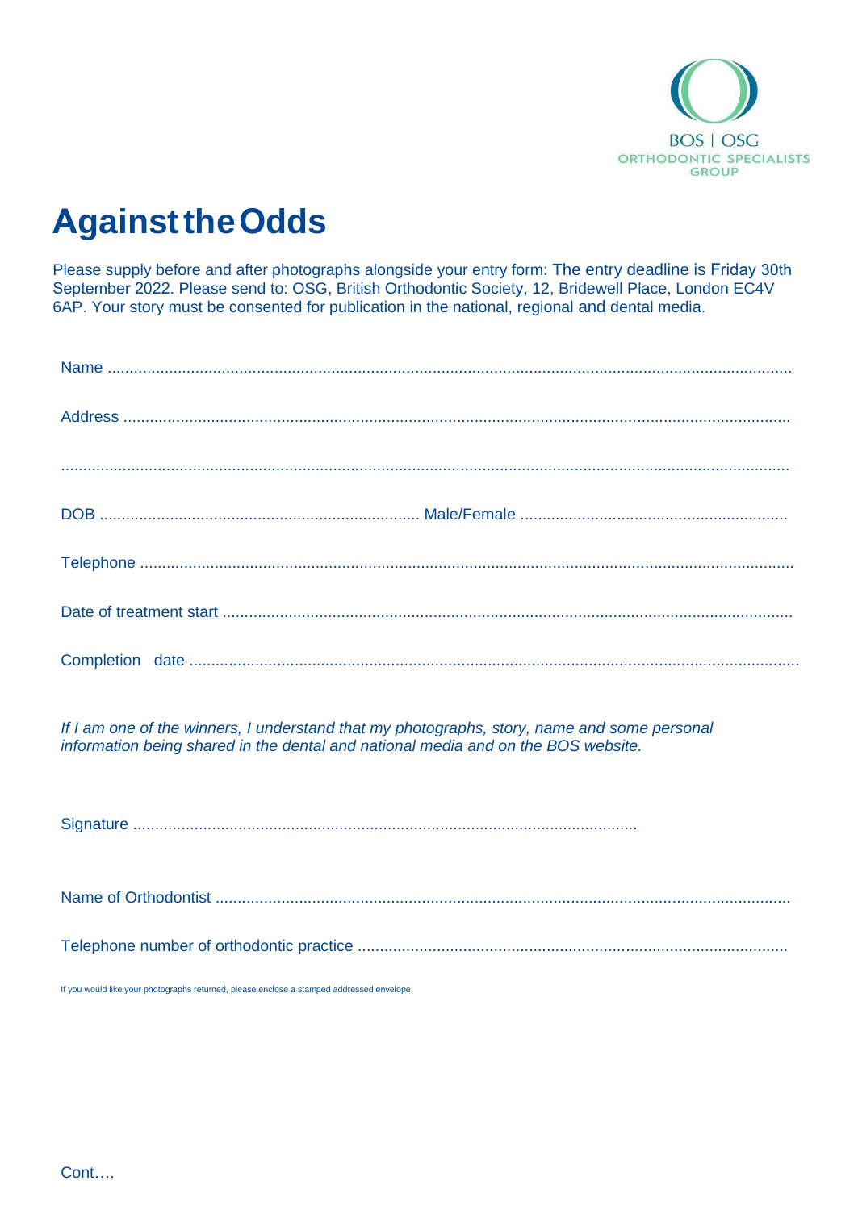BOS | OSG
ORTHODONTIC SPECIALISTS GROUP

# Against the Odds

Please supply before and after photographs alongside your entry form: The entry deadline is Friday 30th September 2022. Please send to: OSG, British Orthodontic Society, 12, Bridewell Place, London EC4V 6AP. Your story must be consented for publication in the national, regional and dental media.

Name ..........................................................................................................................................

Address ......................................................................................................................................

....................................................................................................................................................

DOB ........................................................................ Male/Female ............................................................

Telephone ...................................................................................................................................

Date of treatment start .................................................................................................................

Completion date ..........................................................................................................................

*If I am one of the winners, I understand that my photographs, story, name and some personal information being shared in the dental and national media and on the BOS website.*

Signature ..................................................................................................................

Name of Orthodontist ..................................................................................................................

Telephone number of orthodontic practice ..................................................................................

If you would like your photographs returned, please enclose a stamped addressed envelope

Cont….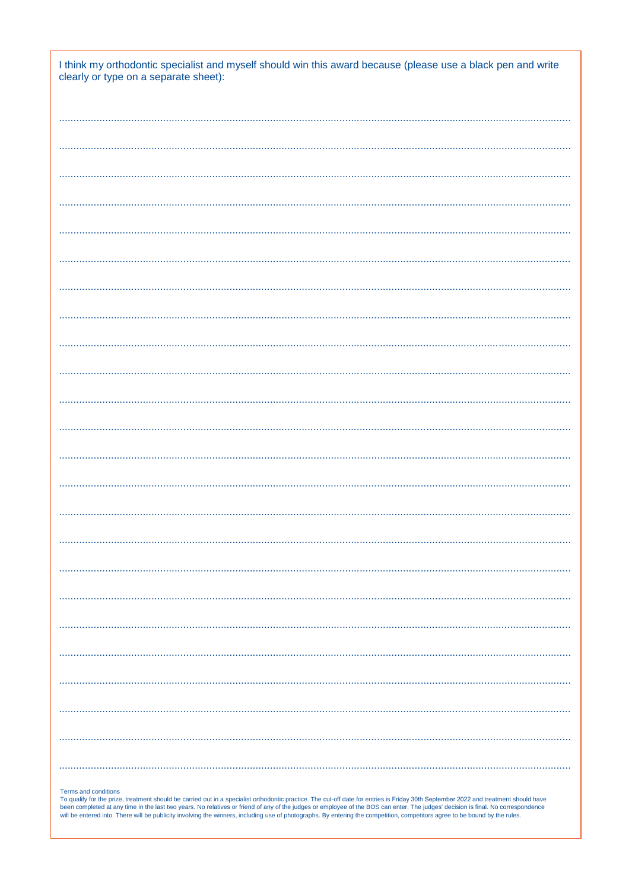I think my orthodontic specialist and myself should win this award because (please use a black pen and write clearly or type on a separate sheet):

.................................................................................................................................................................

.................................................................................................................................................................

.................................................................................................................................................................

.................................................................................................................................................................

.................................................................................................................................................................

.................................................................................................................................................................

.................................................................................................................................................................

.................................................................................................................................................................

.................................................................................................................................................................

.................................................................................................................................................................

.................................................................................................................................................................

.................................................................................................................................................................

.................................................................................................................................................................

.................................................................................................................................................................

.................................................................................................................................................................

.................................................................................................................................................................

.................................................................................................................................................................

.................................................................................................................................................................

.................................................................................................................................................................

.................................................................................................................................................................

.................................................................................................................................................................

.................................................................................................................................................................

.................................................................................................................................................................

.................................................................................................................................................................

Terms and conditions

To qualify for the prize, treatment should be carried out in a specialist orthodontic practice. The cut-off date for entries is Friday 30th September 2022 and treatment should have been completed at any time in the last two years. No relatives or friend of any of the judges or employee of the BOS can enter. The judges' decision is final. No correspondence will be entered into. There will be publicity involving the winners, including use of photographs. By entering the competition, competitors agree to be bound by the rules.